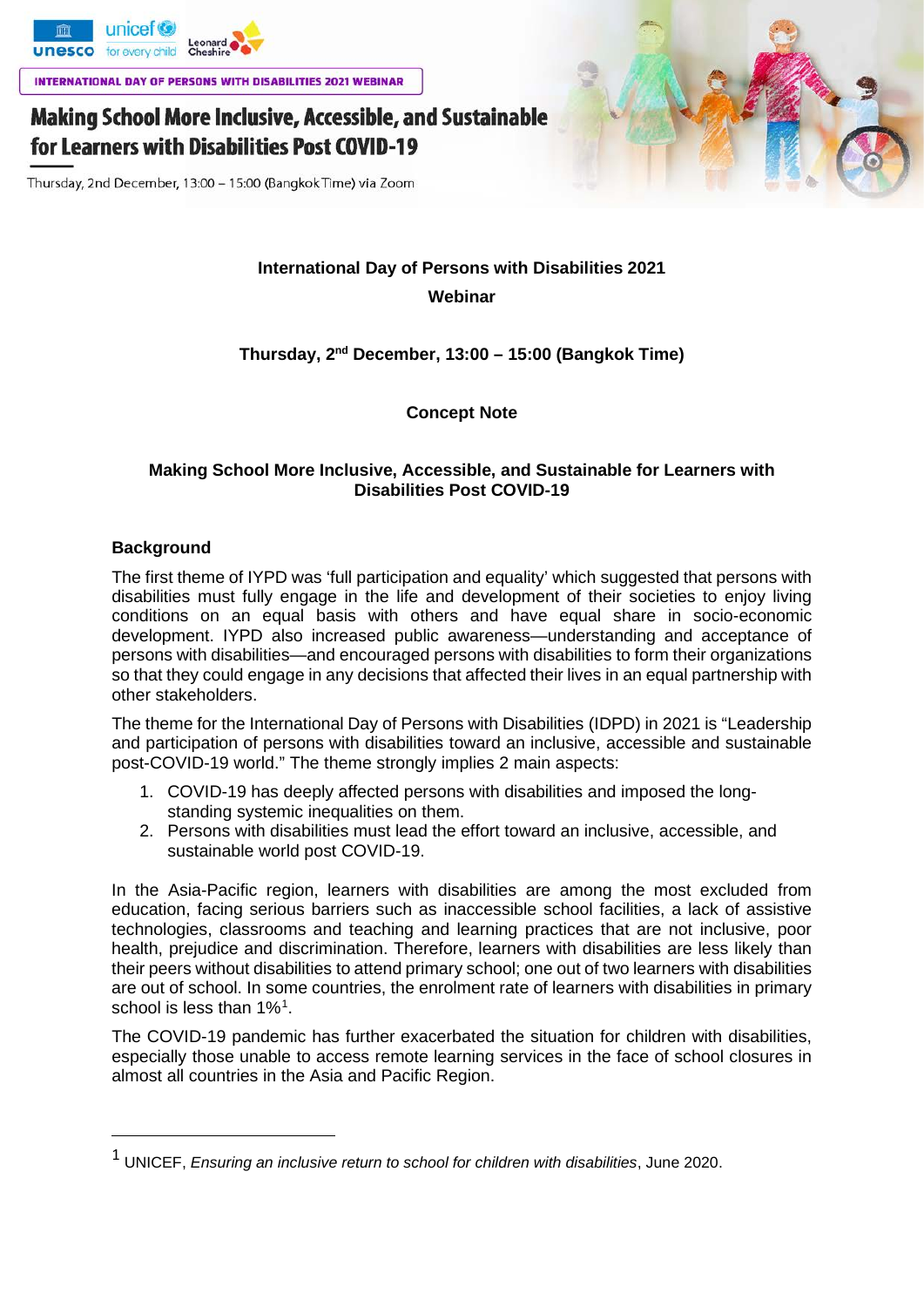INTERNATIONAL DAY OF PERSONS WITH DISABILITIES 2021 WEBINAR

# Making School More Inclusive, Accessible, and Sustainable for Learners with Disabilities Post COVID-19

Thursday, 2nd December, 13:00 – 15:00 (Bangkok Time) via Zoom

**International Day of Persons with Disabilities 2021**

**Webinar**

**Thursday, 2nd December, 13:00 – 15:00 (Bangkok Time)**

**Concept Note**

**Making School More Inclusive, Accessible, and Sustainable for Learners with Disabilities Post COVID-19**

## Background

The first theme of IYPD was 'full participation and equality' which suggested that persons with disabilities must fully engage in the life and development of their societies to enjoy living conditions on an equal basis with others and have equal share in socio-economic development. IYPD also increased public awareness—understanding and acceptance of persons with disabilities—and encouraged persons with disabilities to form their organizations so that they could engage in any decisions that affected their lives in an equal partnership with other stakeholders.

The theme for the International Day of Persons with Disabilities (IDPD) in 2021 is "Leadership and participation of persons with disabilities toward an inclusive, accessible and sustainable post-COVID-19 world." The theme strongly implies 2 main aspects:

1. COVID-19 has deeply affected persons with disabilities and imposed the long-standing systemic inequalities on them.
2. Persons with disabilities must lead the effort toward an inclusive, accessible, and sustainable world post COVID-19.

In the Asia-Pacific region, learners with disabilities are among the most excluded from education, facing serious barriers such as inaccessible school facilities, a lack of assistive technologies, classrooms and teaching and learning practices that are not inclusive, poor health, prejudice and discrimination. Therefore, learners with disabilities are less likely than their peers without disabilities to attend primary school; one out of two learners with disabilities are out of school. In some countries, the enrolment rate of learners with disabilities in primary school is less than 1%[1].

The COVID-19 pandemic has further exacerbated the situation for children with disabilities, especially those unable to access remote learning services in the face of school closures in almost all countries in the Asia and Pacific Region.

---

[1] UNICEF, *Ensuring an inclusive return to school for children with disabilities*, June 2020.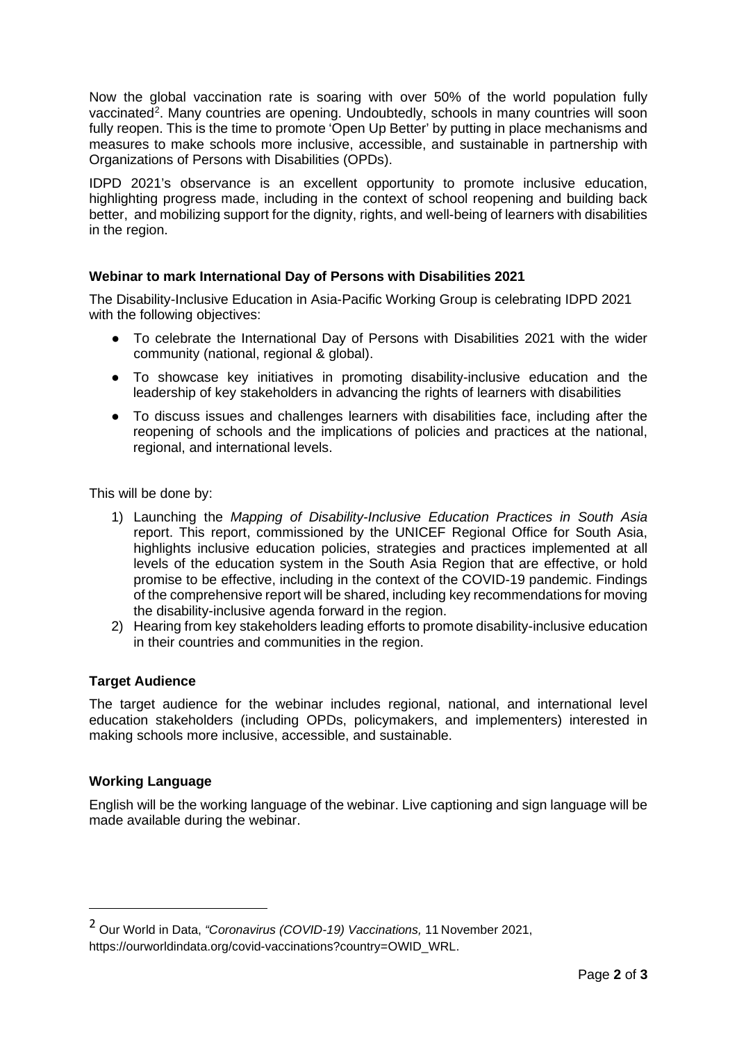Now the global vaccination rate is soaring with over 50% of the world population fully vaccinated[2]. Many countries are opening. Undoubtedly, schools in many countries will soon fully reopen. This is the time to promote 'Open Up Better' by putting in place mechanisms and measures to make schools more inclusive, accessible, and sustainable in partnership with Organizations of Persons with Disabilities (OPDs).

IDPD 2021's observance is an excellent opportunity to promote inclusive education, highlighting progress made, including in the context of school reopening and building back better, and mobilizing support for the dignity, rights, and well-being of learners with disabilities in the region.

**Webinar to mark International Day of Persons with Disabilities 2021**

The Disability-Inclusive Education in Asia-Pacific Working Group is celebrating IDPD 2021 with the following objectives:

- To celebrate the International Day of Persons with Disabilities 2021 with the wider community (national, regional & global).
- To showcase key initiatives in promoting disability-inclusive education and the leadership of key stakeholders in advancing the rights of learners with disabilities
- To discuss issues and challenges learners with disabilities face, including after the reopening of schools and the implications of policies and practices at the national, regional, and international levels.

This will be done by:

1) Launching the *Mapping of Disability-Inclusive Education Practices in South Asia* report. This report, commissioned by the UNICEF Regional Office for South Asia, highlights inclusive education policies, strategies and practices implemented at all levels of the education system in the South Asia Region that are effective, or hold promise to be effective, including in the context of the COVID-19 pandemic. Findings of the comprehensive report will be shared, including key recommendations for moving the disability-inclusive agenda forward in the region.
2) Hearing from key stakeholders leading efforts to promote disability-inclusive education in their countries and communities in the region.

**Target Audience**

The target audience for the webinar includes regional, national, and international level education stakeholders (including OPDs, policymakers, and implementers) interested in making schools more inclusive, accessible, and sustainable.

**Working Language**

English will be the working language of the webinar. Live captioning and sign language will be made available during the webinar.

---

[2] Our World in Data, *"Coronavirus (COVID-19) Vaccinations,* 11 November 2021, https://ourworldindata.org/covid-vaccinations?country=OWID_WRL.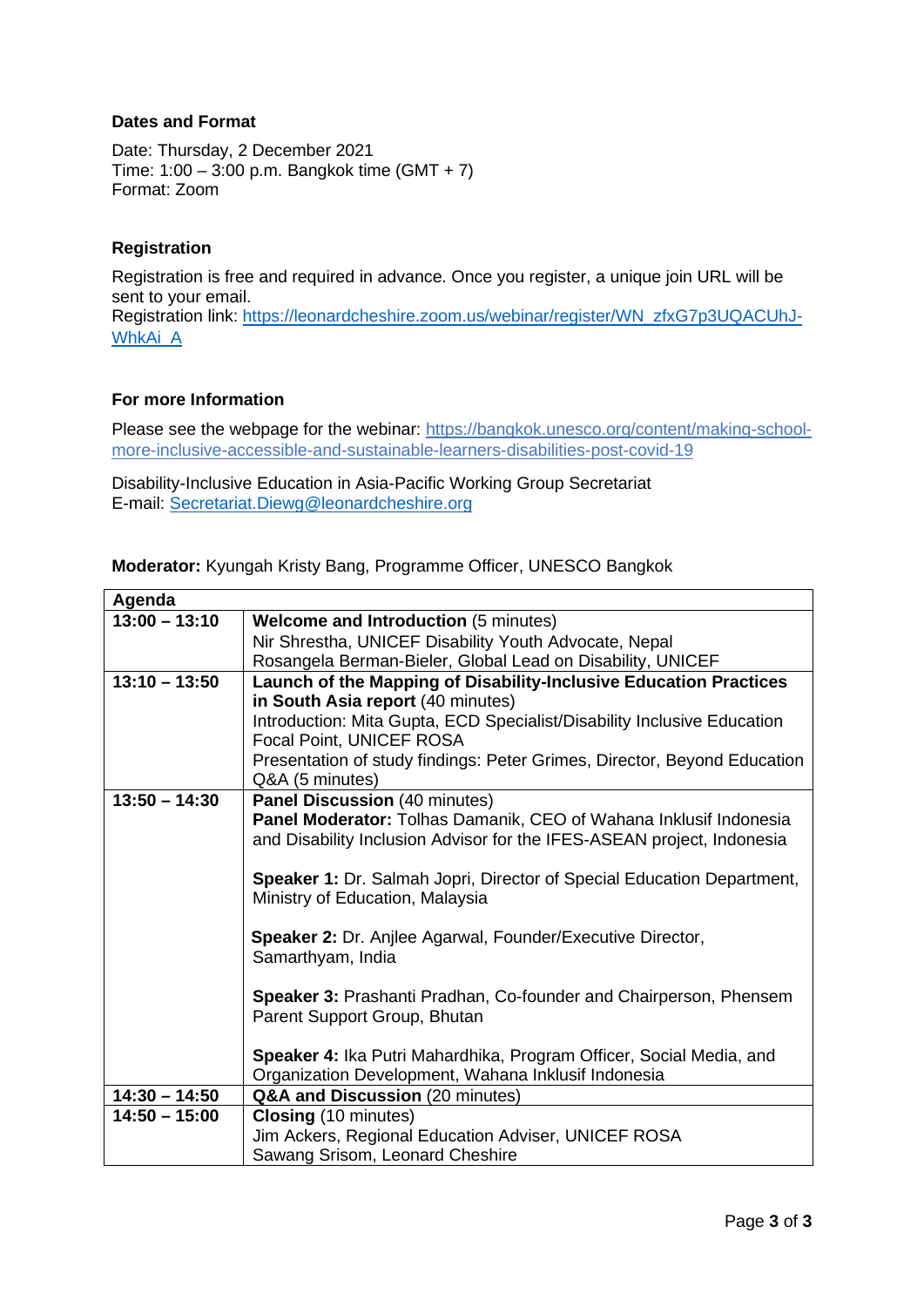### Dates and Format

Date: Thursday, 2 December 2021
Time: 1:00 – 3:00 p.m. Bangkok time (GMT + 7)
Format: Zoom

### Registration

Registration is free and required in advance. Once you register, a unique join URL will be sent to your email.
Registration link: https://leonardcheshire.zoom.us/webinar/register/WN_zfxG7p3UQACUhJ-WhkAi_A

### For more Information

Please see the webpage for the webinar: https://bangkok.unesco.org/content/making-school-more-inclusive-accessible-and-sustainable-learners-disabilities-post-covid-19

Disability-Inclusive Education in Asia-Pacific Working Group Secretariat
E-mail: Secretariat.Diewg@leonardcheshire.org

**Moderator:** Kyungah Kristy Bang, Programme Officer, UNESCO Bangkok

| **Agenda** | |
|---|---|
| **13:00 – 13:10** | **Welcome and Introduction** (5 minutes)<br>Nir Shrestha, UNICEF Disability Youth Advocate, Nepal<br>Rosangela Berman-Bieler, Global Lead on Disability, UNICEF |
| **13:10 – 13:50** | **Launch of the Mapping of Disability-Inclusive Education Practices in South Asia report** (40 minutes)<br>Introduction: Mita Gupta, ECD Specialist/Disability Inclusive Education Focal Point, UNICEF ROSA<br>Presentation of study findings: Peter Grimes, Director, Beyond Education<br>Q&A (5 minutes) |
| **13:50 – 14:30** | **Panel Discussion** (40 minutes)<br>**Panel Moderator:** Tolhas Damanik, CEO of Wahana Inklusif Indonesia and Disability Inclusion Advisor for the IFES-ASEAN project, Indonesia<br><br>**Speaker 1:** Dr. Salmah Jopri, Director of Special Education Department, Ministry of Education, Malaysia<br><br>**Speaker 2:** Dr. Anjlee Agarwal, Founder/Executive Director, Samarthyam, India<br><br>**Speaker 3:** Prashanti Pradhan, Co-founder and Chairperson, Phensem Parent Support Group, Bhutan<br><br>**Speaker 4:** Ika Putri Mahardhika, Program Officer, Social Media, and Organization Development, Wahana Inklusif Indonesia |
| **14:30 – 14:50** | **Q&A and Discussion** (20 minutes) |
| **14:50 – 15:00** | **Closing** (10 minutes)<br>Jim Ackers, Regional Education Adviser, UNICEF ROSA<br>Sawang Srisom, Leonard Cheshire |